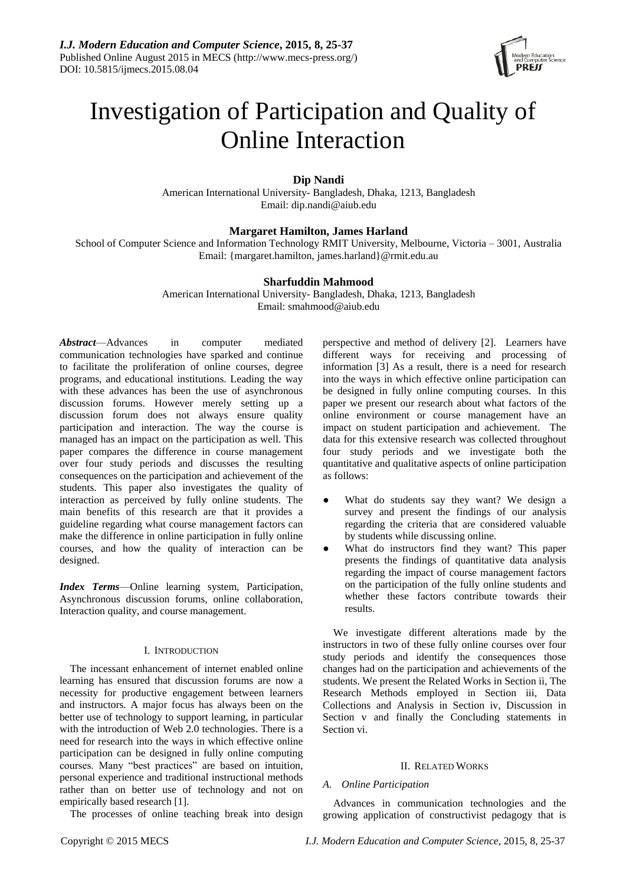# Investigation of Participation and Quality of Online Interaction

**Dip Nandi**
American International University- Bangladesh, Dhaka, 1213, Bangladesh
Email: dip.nandi@aiub.edu

**Margaret Hamilton, James Harland**
School of Computer Science and Information Technology RMIT University, Melbourne, Victoria – 3001, Australia
Email: {margaret.hamilton, james.harland}@rmit.edu.au

**Sharfuddin Mahmood**
American International University- Bangladesh, Dhaka, 1213, Bangladesh
Email: smahmood@aiub.edu

***Abstract*****—**Advances in computer mediated communication technologies have sparked and continue to facilitate the proliferation of online courses, degree programs, and educational institutions. Leading the way with these advances has been the use of asynchronous discussion forums. However merely setting up a discussion forum does not always ensure quality participation and interaction. The way the course is managed has an impact on the participation as well. This paper compares the difference in course management over four study periods and discusses the resulting consequences on the participation and achievement of the students. This paper also investigates the quality of interaction as perceived by fully online students. The main benefits of this research are that it provides a guideline regarding what course management factors can make the difference in online participation in fully online courses, and how the quality of interaction can be designed.

***Index Terms*****—**Online learning system, Participation, Asynchronous discussion forums, online collaboration, Interaction quality, and course management.

## I. Introduction

The incessant enhancement of internet enabled online learning has ensured that discussion forums are now a necessity for productive engagement between learners and instructors. A major focus has always been on the better use of technology to support learning, in particular with the introduction of Web 2.0 technologies. There is a need for research into the ways in which effective online participation can be designed in fully online computing courses. Many "best practices" are based on intuition, personal experience and traditional instructional methods rather than on better use of technology and not on empirically based research [1].

The processes of online teaching break into design perspective and method of delivery [2]. Learners have different ways for receiving and processing of information [3] As a result, there is a need for research into the ways in which effective online participation can be designed in fully online computing courses. In this paper we present our research about what factors of the online environment or course management have an impact on student participation and achievement. The data for this extensive research was collected throughout four study periods and we investigate both the quantitative and qualitative aspects of online participation as follows:

- What do students say they want? We design a survey and present the findings of our analysis regarding the criteria that are considered valuable by students while discussing online.
- What do instructors find they want? This paper presents the findings of quantitative data analysis regarding the impact of course management factors on the participation of the fully online students and whether these factors contribute towards their results.

We investigate different alterations made by the instructors in two of these fully online courses over four study periods and identify the consequences those changes had on the participation and achievements of the students. We present the Related Works in Section ii, The Research Methods employed in Section iii, Data Collections and Analysis in Section iv, Discussion in Section v and finally the Concluding statements in Section vi.

## II. Related Works

### *A. Online Participation*

Advances in communication technologies and the growing application of constructivist pedagogy that is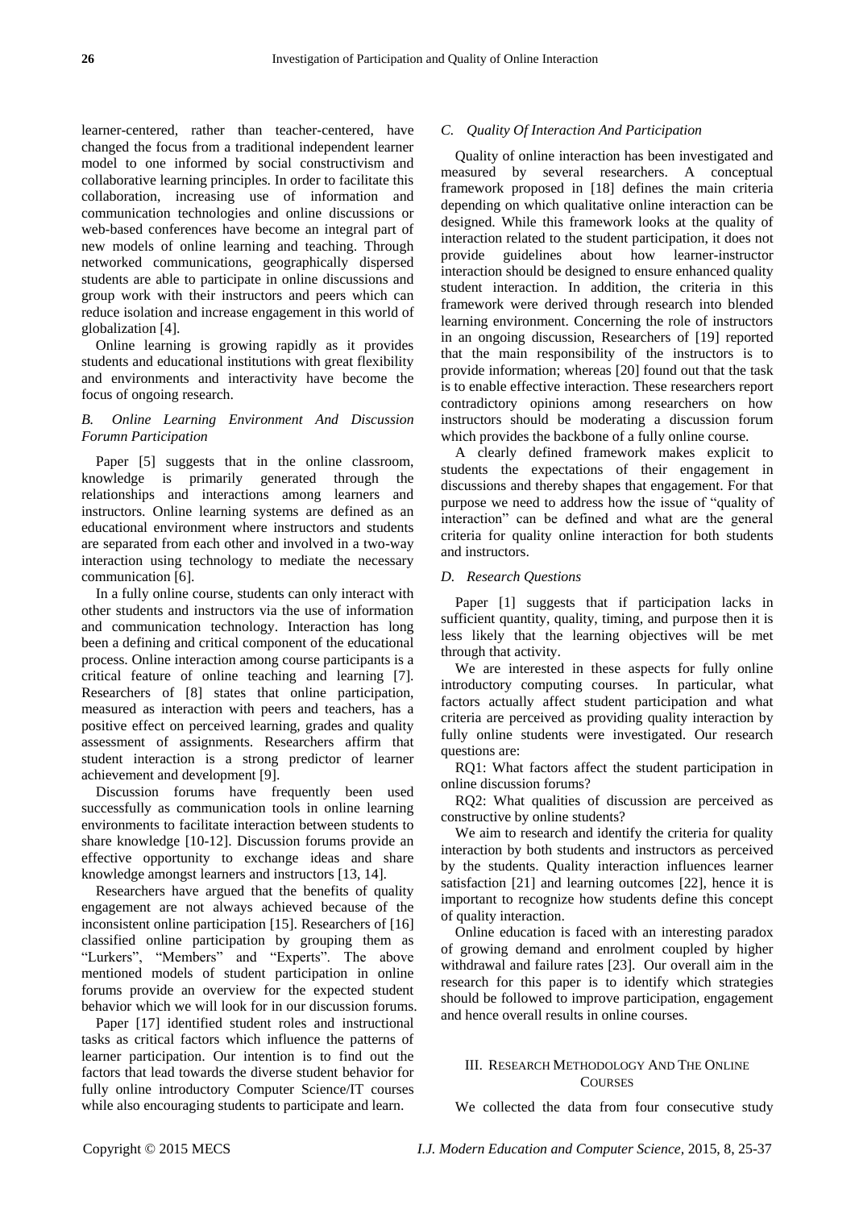learner-centered, rather than teacher-centered, have changed the focus from a traditional independent learner model to one informed by social constructivism and collaborative learning principles. In order to facilitate this collaboration, increasing use of information and communication technologies and online discussions or web-based conferences have become an integral part of new models of online learning and teaching. Through networked communications, geographically dispersed students are able to participate in online discussions and group work with their instructors and peers which can reduce isolation and increase engagement in this world of globalization [4].

Online learning is growing rapidly as it provides students and educational institutions with great flexibility and environments and interactivity have become the focus of ongoing research.

### *B. Online Learning Environment And Discussion Forumn Participation*

Paper [5] suggests that in the online classroom, knowledge is primarily generated through the relationships and interactions among learners and instructors. Online learning systems are defined as an educational environment where instructors and students are separated from each other and involved in a two-way interaction using technology to mediate the necessary communication [6].

In a fully online course, students can only interact with other students and instructors via the use of information and communication technology. Interaction has long been a defining and critical component of the educational process. Online interaction among course participants is a critical feature of online teaching and learning [7]. Researchers of [8] states that online participation, measured as interaction with peers and teachers, has a positive effect on perceived learning, grades and quality assessment of assignments. Researchers affirm that student interaction is a strong predictor of learner achievement and development [9].

Discussion forums have frequently been used successfully as communication tools in online learning environments to facilitate interaction between students to share knowledge [10-12]. Discussion forums provide an effective opportunity to exchange ideas and share knowledge amongst learners and instructors [13, 14].

Researchers have argued that the benefits of quality engagement are not always achieved because of the inconsistent online participation [15]. Researchers of [16] classified online participation by grouping them as "Lurkers", "Members" and "Experts". The above mentioned models of student participation in online forums provide an overview for the expected student behavior which we will look for in our discussion forums.

Paper [17] identified student roles and instructional tasks as critical factors which influence the patterns of learner participation. Our intention is to find out the factors that lead towards the diverse student behavior for fully online introductory Computer Science/IT courses while also encouraging students to participate and learn.

### *C. Quality Of Interaction And Participation*

Quality of online interaction has been investigated and measured by several researchers. A conceptual framework proposed in [18] defines the main criteria depending on which qualitative online interaction can be designed. While this framework looks at the quality of interaction related to the student participation, it does not provide guidelines about how learner-instructor interaction should be designed to ensure enhanced quality student interaction. In addition, the criteria in this framework were derived through research into blended learning environment. Concerning the role of instructors in an ongoing discussion, Researchers of [19] reported that the main responsibility of the instructors is to provide information; whereas [20] found out that the task is to enable effective interaction. These researchers report contradictory opinions among researchers on how instructors should be moderating a discussion forum which provides the backbone of a fully online course.

A clearly defined framework makes explicit to students the expectations of their engagement in discussions and thereby shapes that engagement. For that purpose we need to address how the issue of "quality of interaction" can be defined and what are the general criteria for quality online interaction for both students and instructors.

### *D. Research Questions*

Paper [1] suggests that if participation lacks in sufficient quantity, quality, timing, and purpose then it is less likely that the learning objectives will be met through that activity.

We are interested in these aspects for fully online introductory computing courses. In particular, what factors actually affect student participation and what criteria are perceived as providing quality interaction by fully online students were investigated. Our research questions are:

RQ1: What factors affect the student participation in online discussion forums?

RQ2: What qualities of discussion are perceived as constructive by online students?

We aim to research and identify the criteria for quality interaction by both students and instructors as perceived by the students. Quality interaction influences learner satisfaction [21] and learning outcomes [22], hence it is important to recognize how students define this concept of quality interaction.

Online education is faced with an interesting paradox of growing demand and enrolment coupled by higher withdrawal and failure rates [23]. Our overall aim in the research for this paper is to identify which strategies should be followed to improve participation, engagement and hence overall results in online courses.

## III. Research Methodology And The Online Courses

We collected the data from four consecutive study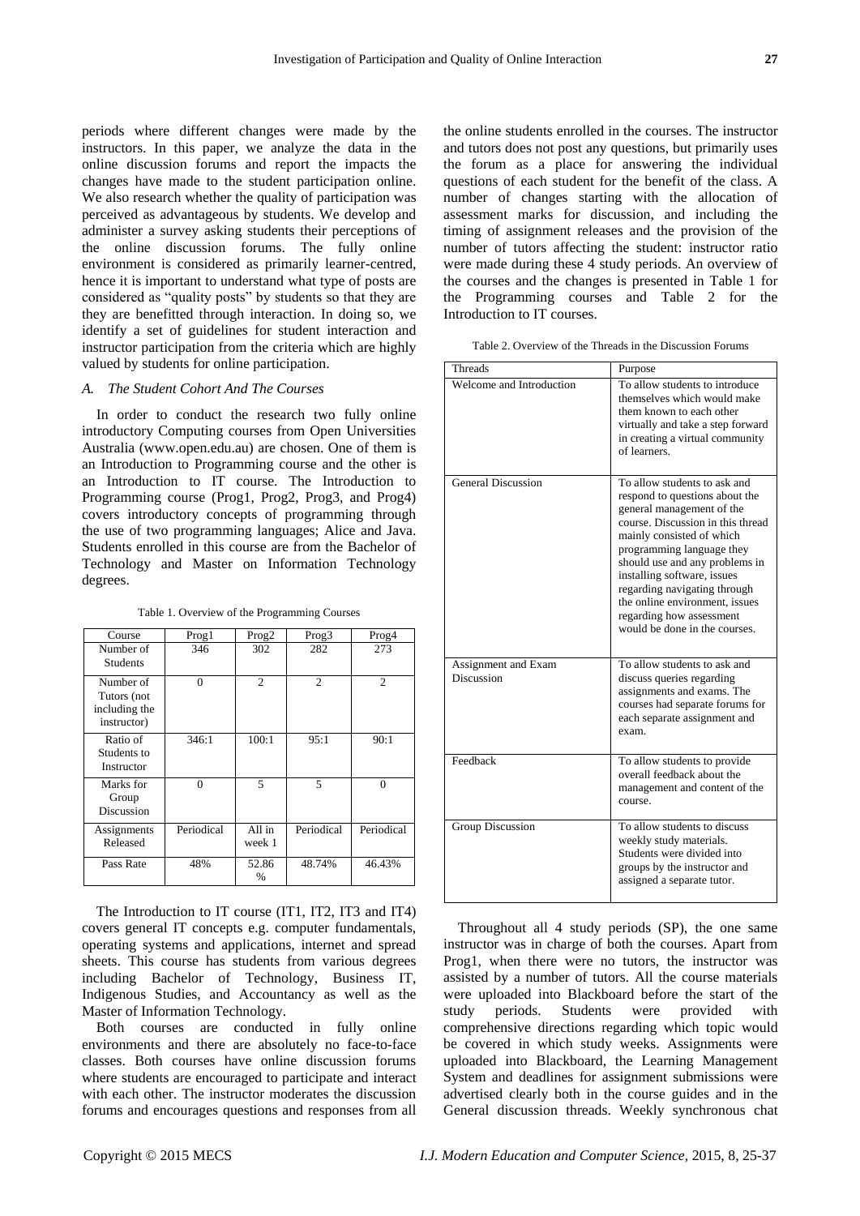periods where different changes were made by the instructors. In this paper, we analyze the data in the online discussion forums and report the impacts the changes have made to the student participation online. We also research whether the quality of participation was perceived as advantageous by students. We develop and administer a survey asking students their perceptions of the online discussion forums. The fully online environment is considered as primarily learner-centred, hence it is important to understand what type of posts are considered as "quality posts" by students so that they are they are benefitted through interaction. In doing so, we identify a set of guidelines for student interaction and instructor participation from the criteria which are highly valued by students for online participation.

### *A. The Student Cohort And The Courses*

In order to conduct the research two fully online introductory Computing courses from Open Universities Australia (www.open.edu.au) are chosen. One of them is an Introduction to Programming course and the other is an Introduction to IT course. The Introduction to Programming course (Prog1, Prog2, Prog3, and Prog4) covers introductory concepts of programming through the use of two programming languages; Alice and Java. Students enrolled in this course are from the Bachelor of Technology and Master on Information Technology degrees.

Table 1. Overview of the Programming Courses

| Course | Prog1 | Prog2 | Prog3 | Prog4 |
|---|---|---|---|---|
| Number of Students | 346 | 302 | 282 | 273 |
| Number of Tutors (not including the instructor) | 0 | 2 | 2 | 2 |
| Ratio of Students to Instructor | 346:1 | 100:1 | 95:1 | 90:1 |
| Marks for Group Discussion | 0 | 5 | 5 | 0 |
| Assignments Released | Periodical | All in week 1 | Periodical | Periodical |
| Pass Rate | 48% | 52.86 % | 48.74% | 46.43% |

The Introduction to IT course (IT1, IT2, IT3 and IT4) covers general IT concepts e.g. computer fundamentals, operating systems and applications, internet and spread sheets. This course has students from various degrees including Bachelor of Technology, Business IT, Indigenous Studies, and Accountancy as well as the Master of Information Technology.

Both courses are conducted in fully online environments and there are absolutely no face-to-face classes. Both courses have online discussion forums where students are encouraged to participate and interact with each other. The instructor moderates the discussion forums and encourages questions and responses from all the online students enrolled in the courses. The instructor and tutors does not post any questions, but primarily uses the forum as a place for answering the individual questions of each student for the benefit of the class. A number of changes starting with the allocation of assessment marks for discussion, and including the timing of assignment releases and the provision of the number of tutors affecting the student: instructor ratio were made during these 4 study periods. An overview of the courses and the changes is presented in Table 1 for the Programming courses and Table 2 for the Introduction to IT courses.

Table 2. Overview of the Threads in the Discussion Forums

| Threads | Purpose |
|---|---|
| Welcome and Introduction | To allow students to introduce themselves which would make them known to each other virtually and take a step forward in creating a virtual community of learners. |
| General Discussion | To allow students to ask and respond to questions about the general management of the course. Discussion in this thread mainly consisted of which programming language they should use and any problems in installing software, issues regarding navigating through the online environment, issues regarding how assessment would be done in the courses. |
| Assignment and Exam Discussion | To allow students to ask and discuss queries regarding assignments and exams. The courses had separate forums for each separate assignment and exam. |
| Feedback | To allow students to provide overall feedback about the management and content of the course. |
| Group Discussion | To allow students to discuss weekly study materials. Students were divided into groups by the instructor and assigned a separate tutor. |

Throughout all 4 study periods (SP), the one same instructor was in charge of both the courses. Apart from Prog1, when there were no tutors, the instructor was assisted by a number of tutors. All the course materials were uploaded into Blackboard before the start of the study periods. Students were provided with comprehensive directions regarding which topic would be covered in which study weeks. Assignments were uploaded into Blackboard, the Learning Management System and deadlines for assignment submissions were advertised clearly both in the course guides and in the General discussion threads. Weekly synchronous chat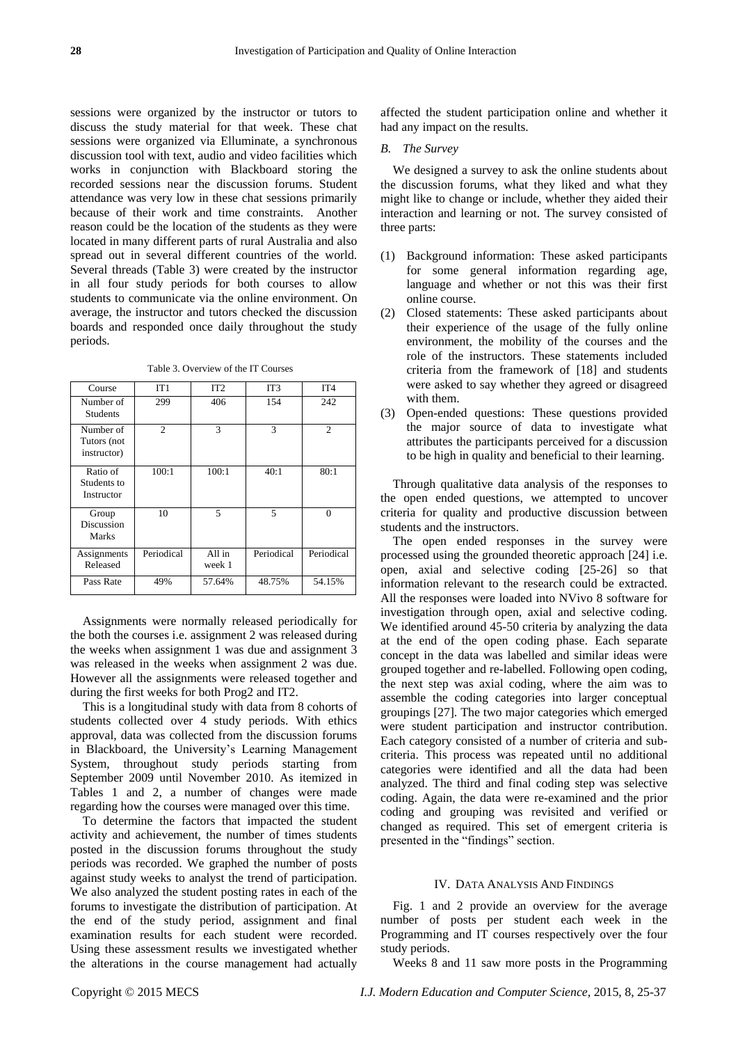sessions were organized by the instructor or tutors to discuss the study material for that week. These chat sessions were organized via Elluminate, a synchronous discussion tool with text, audio and video facilities which works in conjunction with Blackboard storing the recorded sessions near the discussion forums. Student attendance was very low in these chat sessions primarily because of their work and time constraints. Another reason could be the location of the students as they were located in many different parts of rural Australia and also spread out in several different countries of the world. Several threads (Table 3) were created by the instructor in all four study periods for both courses to allow students to communicate via the online environment. On average, the instructor and tutors checked the discussion boards and responded once daily throughout the study periods.

Table 3. Overview of the IT Courses

| Course | IT1 | IT2 | IT3 | IT4 |
|---|---|---|---|---|
| Number of Students | 299 | 406 | 154 | 242 |
| Number of Tutors (not instructor) | 2 | 3 | 3 | 2 |
| Ratio of Students to Instructor | 100:1 | 100:1 | 40:1 | 80:1 |
| Group Discussion Marks | 10 | 5 | 5 | 0 |
| Assignments Released | Periodical | All in week 1 | Periodical | Periodical |
| Pass Rate | 49% | 57.64% | 48.75% | 54.15% |

Assignments were normally released periodically for the both the courses i.e. assignment 2 was released during the weeks when assignment 1 was due and assignment 3 was released in the weeks when assignment 2 was due. However all the assignments were released together and during the first weeks for both Prog2 and IT2.

This is a longitudinal study with data from 8 cohorts of students collected over 4 study periods. With ethics approval, data was collected from the discussion forums in Blackboard, the University's Learning Management System, throughout study periods starting from September 2009 until November 2010. As itemized in Tables 1 and 2, a number of changes were made regarding how the courses were managed over this time.

To determine the factors that impacted the student activity and achievement, the number of times students posted in the discussion forums throughout the study periods was recorded. We graphed the number of posts against study weeks to analyst the trend of participation. We also analyzed the student posting rates in each of the forums to investigate the distribution of participation. At the end of the study period, assignment and final examination results for each student were recorded. Using these assessment results we investigated whether the alterations in the course management had actually affected the student participation online and whether it had any impact on the results.

### *B. The Survey*

We designed a survey to ask the online students about the discussion forums, what they liked and what they might like to change or include, whether they aided their interaction and learning or not. The survey consisted of three parts:

(1) Background information: These asked participants for some general information regarding age, language and whether or not this was their first online course.
(2) Closed statements: These asked participants about their experience of the usage of the fully online environment, the mobility of the courses and the role of the instructors. These statements included criteria from the framework of [18] and students were asked to say whether they agreed or disagreed with them.
(3) Open-ended questions: These questions provided the major source of data to investigate what attributes the participants perceived for a discussion to be high in quality and beneficial to their learning.

Through qualitative data analysis of the responses to the open ended questions, we attempted to uncover criteria for quality and productive discussion between students and the instructors.

The open ended responses in the survey were processed using the grounded theoretic approach [24] i.e. open, axial and selective coding [25-26] so that information relevant to the research could be extracted. All the responses were loaded into NVivo 8 software for investigation through open, axial and selective coding. We identified around 45-50 criteria by analyzing the data at the end of the open coding phase. Each separate concept in the data was labelled and similar ideas were grouped together and re-labelled. Following open coding, the next step was axial coding, where the aim was to assemble the coding categories into larger conceptual groupings [27]. The two major categories which emerged were student participation and instructor contribution. Each category consisted of a number of criteria and sub-criteria. This process was repeated until no additional categories were identified and all the data had been analyzed. The third and final coding step was selective coding. Again, the data were re-examined and the prior coding and grouping was revisited and verified or changed as required. This set of emergent criteria is presented in the "findings" section.

## IV. Data Analysis And Findings

Fig. 1 and 2 provide an overview for the average number of posts per student each week in the Programming and IT courses respectively over the four study periods.

Weeks 8 and 11 saw more posts in the Programming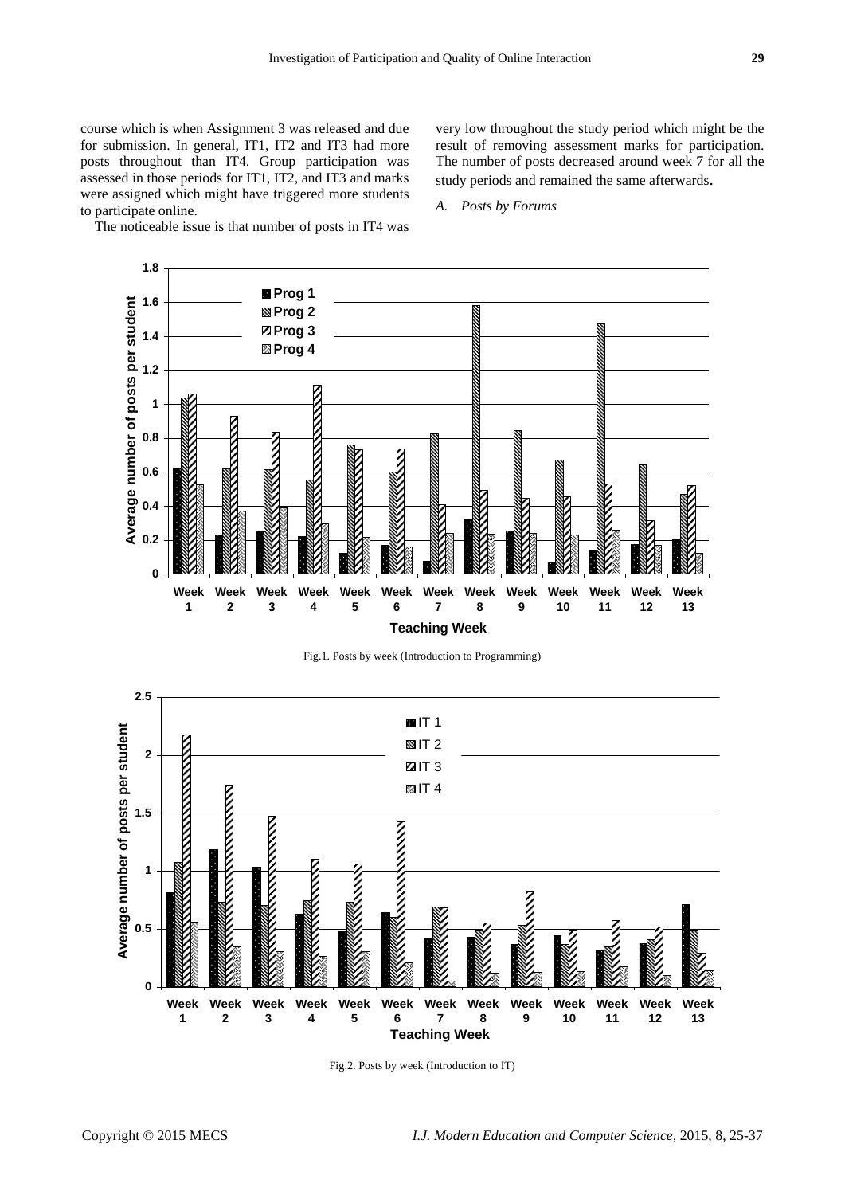course which is when Assignment 3 was released and due for submission. In general, IT1, IT2 and IT3 had more posts throughout than IT4. Group participation was assessed in those periods for IT1, IT2, and IT3 and marks were assigned which might have triggered more students to participate online.

The noticeable issue is that number of posts in IT4 was very low throughout the study period which might be the result of removing assessment marks for participation. The number of posts decreased around week 7 for all the study periods and remained the same afterwards.

*A. Posts by Forums*

Fig.1. Posts by week (Introduction to Programming)

Fig.2. Posts by week (Introduction to IT)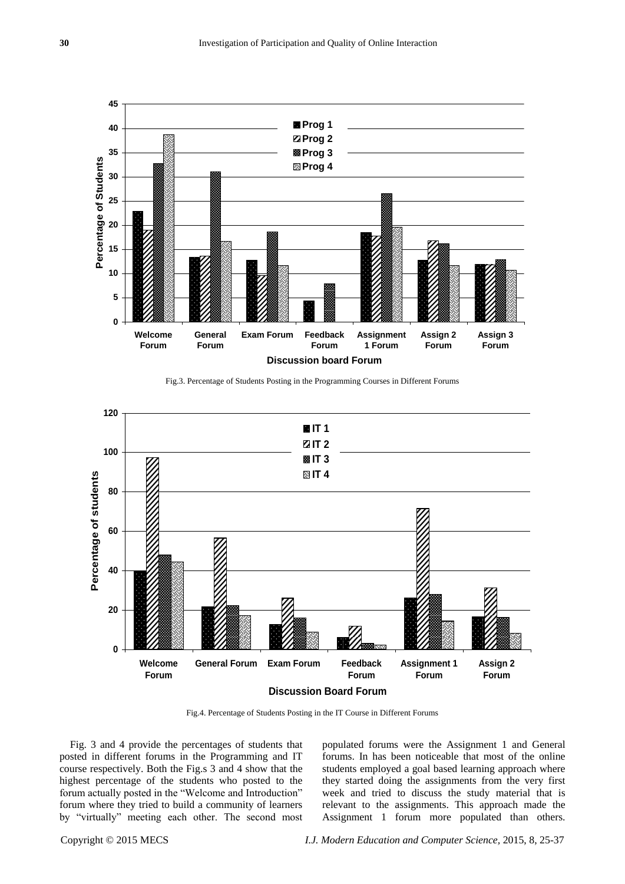Fig.3. Percentage of Students Posting in the Programming Courses in Different Forums

Fig.4. Percentage of Students Posting in the IT Course in Different Forums

Fig. 3 and 4 provide the percentages of students that posted in different forums in the Programming and IT course respectively. Both the Fig.s 3 and 4 show that the highest percentage of the students who posted to the forum actually posted in the "Welcome and Introduction" forum where they tried to build a community of learners by "virtually" meeting each other. The second most populated forums were the Assignment 1 and General forums. In has been noticeable that most of the online students employed a goal based learning approach where they started doing the assignments from the very first week and tried to discuss the study material that is relevant to the assignments. This approach made the Assignment 1 forum more populated than others.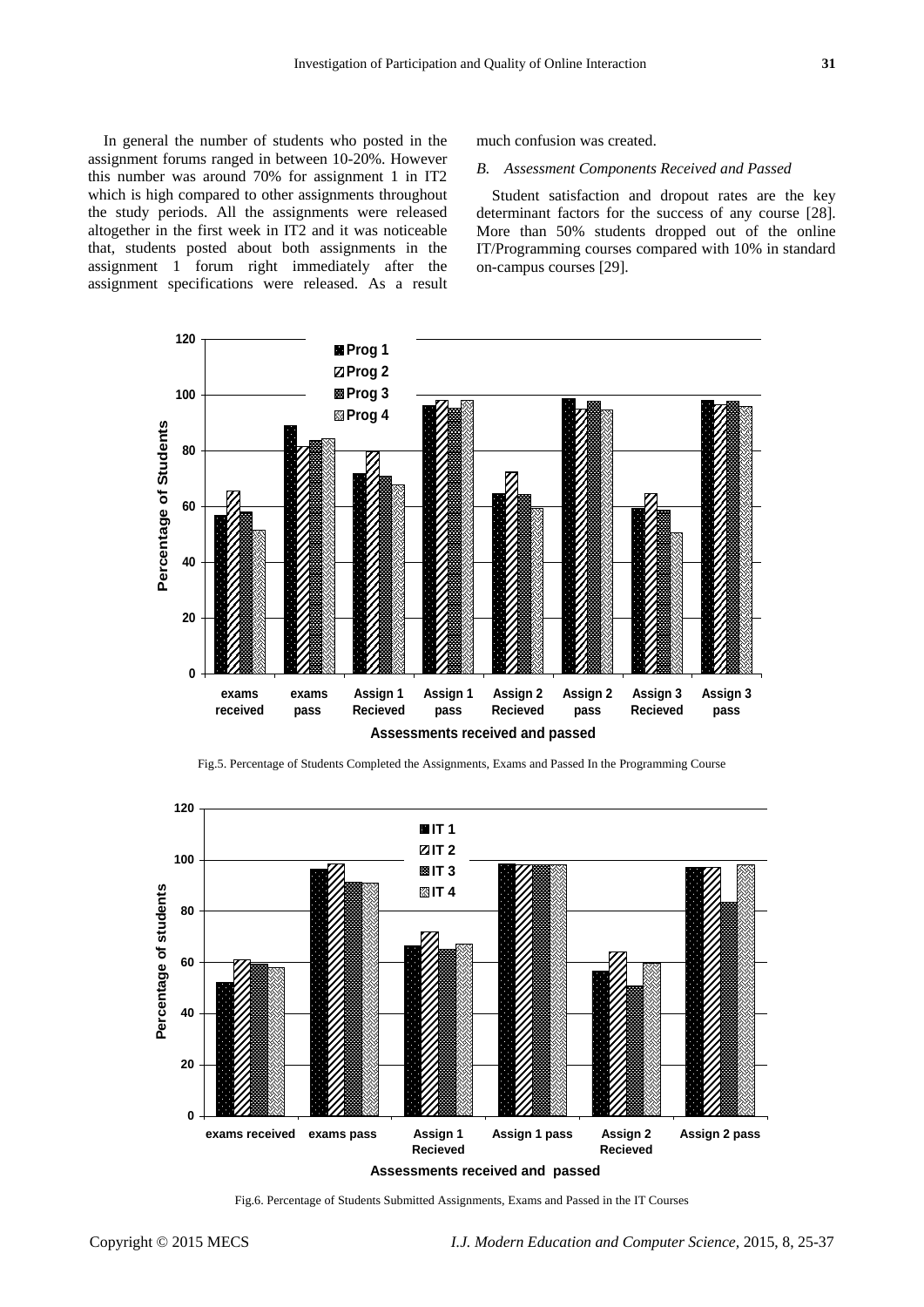In general the number of students who posted in the assignment forums ranged in between 10-20%. However this number was around 70% for assignment 1 in IT2 which is high compared to other assignments throughout the study periods. All the assignments were released altogether in the first week in IT2 and it was noticeable that, students posted about both assignments in the assignment 1 forum right immediately after the assignment specifications were released. As a result much confusion was created.

### *B. Assessment Components Received and Passed*

Student satisfaction and dropout rates are the key determinant factors for the success of any course [28]. More than 50% students dropped out of the online IT/Programming courses compared with 10% in standard on-campus courses [29].

Fig.5. Percentage of Students Completed the Assignments, Exams and Passed In the Programming Course

Fig.6. Percentage of Students Submitted Assignments, Exams and Passed in the IT Courses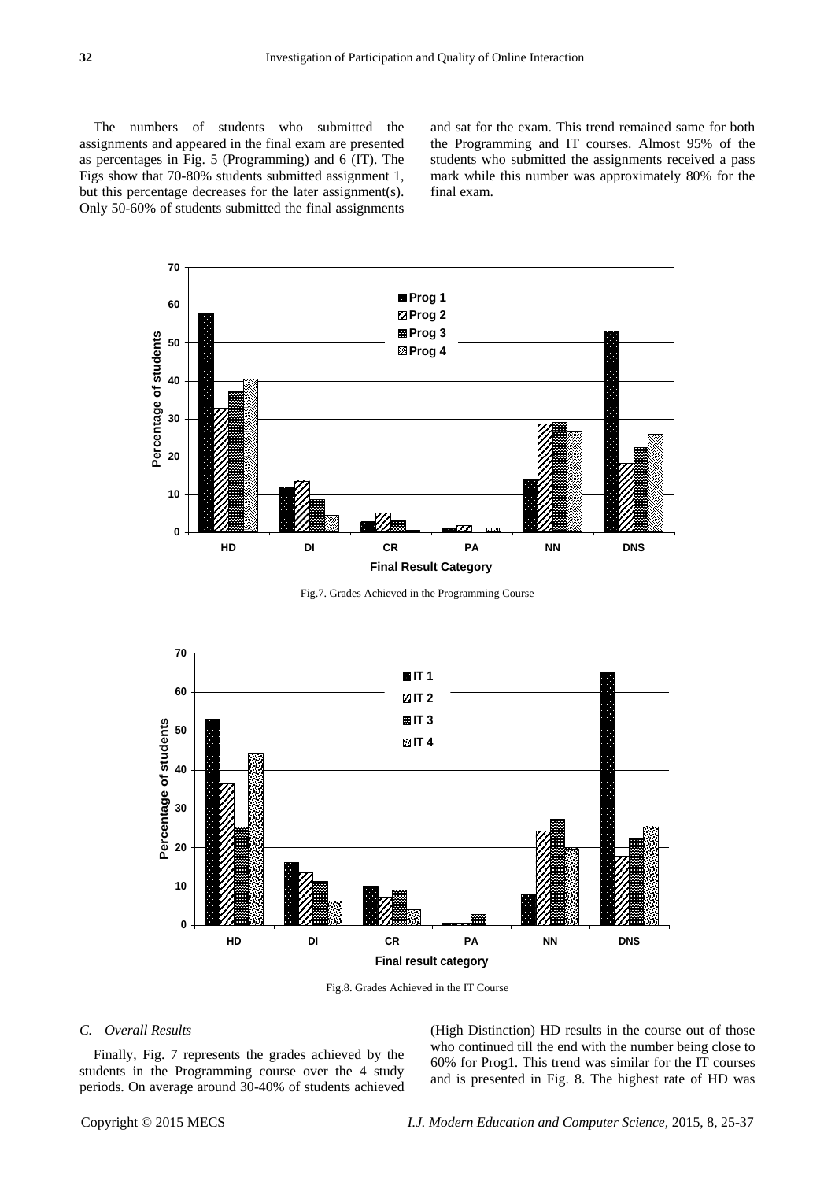The numbers of students who submitted the assignments and appeared in the final exam are presented as percentages in Fig. 5 (Programming) and 6 (IT). The Figs show that 70-80% students submitted assignment 1, but this percentage decreases for the later assignment(s). Only 50-60% of students submitted the final assignments and sat for the exam. This trend remained same for both the Programming and IT courses. Almost 95% of the students who submitted the assignments received a pass mark while this number was approximately 80% for the final exam.

Fig.7. Grades Achieved in the Programming Course

Fig.8. Grades Achieved in the IT Course

### C. Overall Results

Finally, Fig. 7 represents the grades achieved by the students in the Programming course over the 4 study periods. On average around 30-40% of students achieved (High Distinction) HD results in the course out of those who continued till the end with the number being close to 60% for Prog1. This trend was similar for the IT courses and is presented in Fig. 8. The highest rate of HD was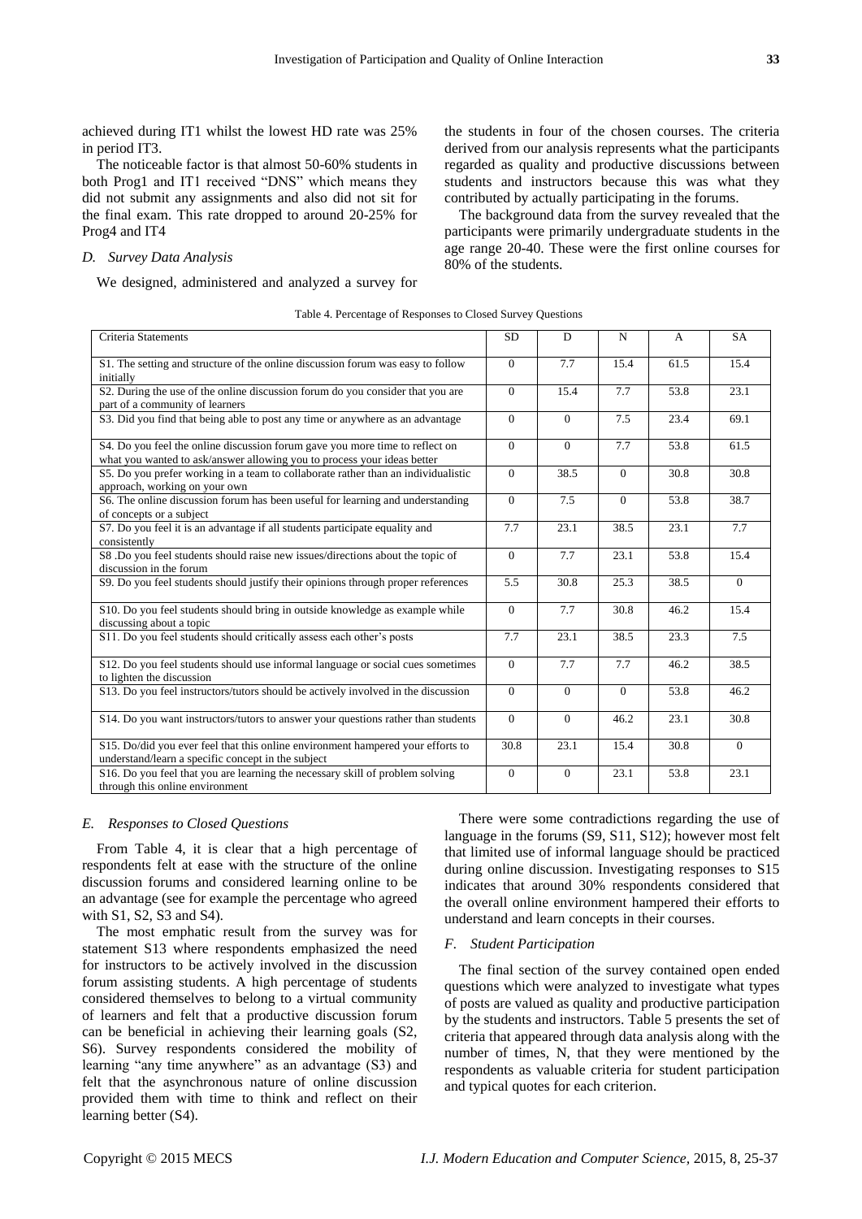achieved during IT1 whilst the lowest HD rate was 25% in period IT3.

The noticeable factor is that almost 50-60% students in both Prog1 and IT1 received "DNS" which means they did not submit any assignments and also did not sit for the final exam. This rate dropped to around 20-25% for Prog4 and IT4

### *D. Survey Data Analysis*

We designed, administered and analyzed a survey for the students in four of the chosen courses. The criteria derived from our analysis represents what the participants regarded as quality and productive discussions between students and instructors because this was what they contributed by actually participating in the forums.

The background data from the survey revealed that the participants were primarily undergraduate students in the age range 20-40. These were the first online courses for 80% of the students.

Table 4. Percentage of Responses to Closed Survey Questions

| Criteria Statements | SD | D | N | A | SA |
|---|---|---|---|---|---|
| S1. The setting and structure of the online discussion forum was easy to follow initially | 0 | 7.7 | 15.4 | 61.5 | 15.4 |
| S2. During the use of the online discussion forum do you consider that you are part of a community of learners | 0 | 15.4 | 7.7 | 53.8 | 23.1 |
| S3. Did you find that being able to post any time or anywhere as an advantage | 0 | 0 | 7.5 | 23.4 | 69.1 |
| S4. Do you feel the online discussion forum gave you more time to reflect on what you wanted to ask/answer allowing you to process your ideas better | 0 | 0 | 7.7 | 53.8 | 61.5 |
| S5. Do you prefer working in a team to collaborate rather than an individualistic approach, working on your own | 0 | 38.5 | 0 | 30.8 | 30.8 |
| S6. The online discussion forum has been useful for learning and understanding of concepts or a subject | 0 | 7.5 | 0 | 53.8 | 38.7 |
| S7. Do you feel it is an advantage if all students participate equality and consistently | 7.7 | 23.1 | 38.5 | 23.1 | 7.7 |
| S8 .Do you feel students should raise new issues/directions about the topic of discussion in the forum | 0 | 7.7 | 23.1 | 53.8 | 15.4 |
| S9. Do you feel students should justify their opinions through proper references | 5.5 | 30.8 | 25.3 | 38.5 | 0 |
| S10. Do you feel students should bring in outside knowledge as example while discussing about a topic | 0 | 7.7 | 30.8 | 46.2 | 15.4 |
| S11. Do you feel students should critically assess each other's posts | 7.7 | 23.1 | 38.5 | 23.3 | 7.5 |
| S12. Do you feel students should use informal language or social cues sometimes to lighten the discussion | 0 | 7.7 | 7.7 | 46.2 | 38.5 |
| S13. Do you feel instructors/tutors should be actively involved in the discussion | 0 | 0 | 0 | 53.8 | 46.2 |
| S14. Do you want instructors/tutors to answer your questions rather than students | 0 | 0 | 46.2 | 23.1 | 30.8 |
| S15. Do/did you ever feel that this online environment hampered your efforts to understand/learn a specific concept in the subject | 30.8 | 23.1 | 15.4 | 30.8 | 0 |
| S16. Do you feel that you are learning the necessary skill of problem solving through this online environment | 0 | 0 | 23.1 | 53.8 | 23.1 |

### *E. Responses to Closed Questions*

From Table 4, it is clear that a high percentage of respondents felt at ease with the structure of the online discussion forums and considered learning online to be an advantage (see for example the percentage who agreed with S1, S2, S3 and S4).

The most emphatic result from the survey was for statement S13 where respondents emphasized the need for instructors to be actively involved in the discussion forum assisting students. A high percentage of students considered themselves to belong to a virtual community of learners and felt that a productive discussion forum can be beneficial in achieving their learning goals (S2, S6). Survey respondents considered the mobility of learning "any time anywhere" as an advantage (S3) and felt that the asynchronous nature of online discussion provided them with time to think and reflect on their learning better (S4).

There were some contradictions regarding the use of language in the forums (S9, S11, S12); however most felt that limited use of informal language should be practiced during online discussion. Investigating responses to S15 indicates that around 30% respondents considered that the overall online environment hampered their efforts to understand and learn concepts in their courses.

### *F. Student Participation*

The final section of the survey contained open ended questions which were analyzed to investigate what types of posts are valued as quality and productive participation by the students and instructors. Table 5 presents the set of criteria that appeared through data analysis along with the number of times, N, that they were mentioned by the respondents as valuable criteria for student participation and typical quotes for each criterion.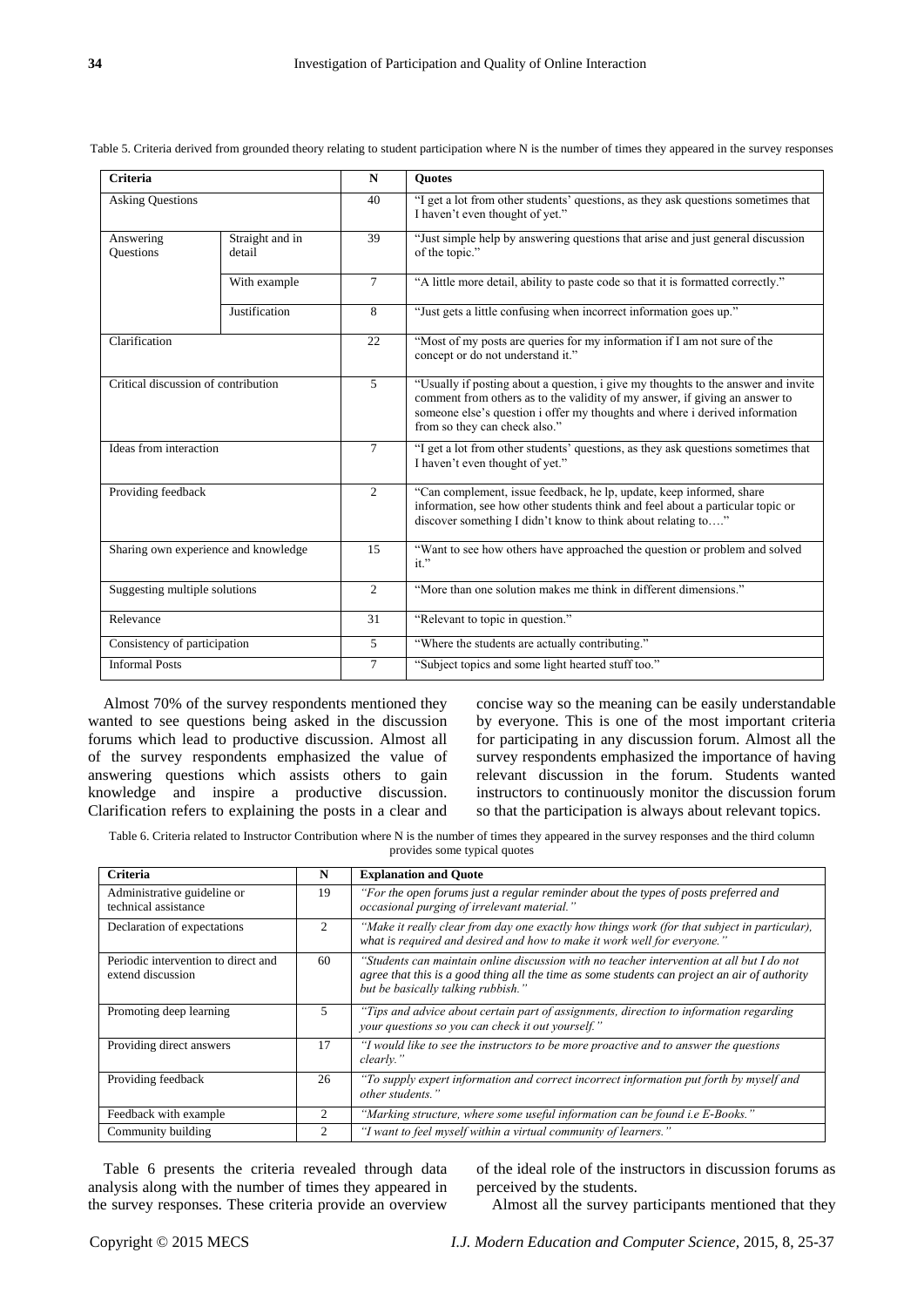Table 5. Criteria derived from grounded theory relating to student participation where N is the number of times they appeared in the survey responses

| Criteria | | N | Quotes |
|---|---|---|---|
| Asking Questions | | 40 | "I get a lot from other students' questions, as they ask questions sometimes that I haven't even thought of yet." |
| Answering Questions | Straight and in detail | 39 | "Just simple help by answering questions that arise and just general discussion of the topic." |
| | With example | 7 | "A little more detail, ability to paste code so that it is formatted correctly." |
| | Justification | 8 | "Just gets a little confusing when incorrect information goes up." |
| Clarification | | 22 | "Most of my posts are queries for my information if I am not sure of the concept or do not understand it." |
| Critical discussion of contribution | | 5 | "Usually if posting about a question, i give my thoughts to the answer and invite comment from others as to the validity of my answer, if giving an answer to someone else's question i offer my thoughts and where i derived information from so they can check also." |
| Ideas from interaction | | 7 | "I get a lot from other students' questions, as they ask questions sometimes that I haven't even thought of yet." |
| Providing feedback | | 2 | "Can complement, issue feedback, he lp, update, keep informed, share information, see how other students think and feel about a particular topic or discover something I didn't know to think about relating to…." |
| Sharing own experience and knowledge | | 15 | "Want to see how others have approached the question or problem and solved it." |
| Suggesting multiple solutions | | 2 | "More than one solution makes me think in different dimensions." |
| Relevance | | 31 | "Relevant to topic in question." |
| Consistency of participation | | 5 | "Where the students are actually contributing." |
| Informal Posts | | 7 | "Subject topics and some light hearted stuff too." |

Almost 70% of the survey respondents mentioned they wanted to see questions being asked in the discussion forums which lead to productive discussion. Almost all of the survey respondents emphasized the value of answering questions which assists others to gain knowledge and inspire a productive discussion. Clarification refers to explaining the posts in a clear and concise way so the meaning can be easily understandable by everyone. This is one of the most important criteria for participating in any discussion forum. Almost all the survey respondents emphasized the importance of having relevant discussion in the forum. Students wanted instructors to continuously monitor the discussion forum so that the participation is always about relevant topics.

Table 6. Criteria related to Instructor Contribution where N is the number of times they appeared in the survey responses and the third column provides some typical quotes

| Criteria | N | Explanation and Quote |
|---|---|---|
| Administrative guideline or technical assistance | 19 | *"For the open forums just a regular reminder about the types of posts preferred and occasional purging of irrelevant material."* |
| Declaration of expectations | 2 | *"Make it really clear from day one exactly how things work (for that subject in particular), what is required and desired and how to make it work well for everyone."* |
| Periodic intervention to direct and extend discussion | 60 | *"Students can maintain online discussion with no teacher intervention at all but I do not agree that this is a good thing all the time as some students can project an air of authority but be basically talking rubbish."* |
| Promoting deep learning | 5 | *"Tips and advice about certain part of assignments, direction to information regarding your questions so you can check it out yourself."* |
| Providing direct answers | 17 | *"I would like to see the instructors to be more proactive and to answer the questions clearly."* |
| Providing feedback | 26 | *"To supply expert information and correct incorrect information put forth by myself and other students."* |
| Feedback with example | 2 | *"Marking structure, where some useful information can be found i.e E-Books."* |
| Community building | 2 | *"I want to feel myself within a virtual community of learners."* |

Table 6 presents the criteria revealed through data analysis along with the number of times they appeared in the survey responses. These criteria provide an overview of the ideal role of the instructors in discussion forums as perceived by the students.

Almost all the survey participants mentioned that they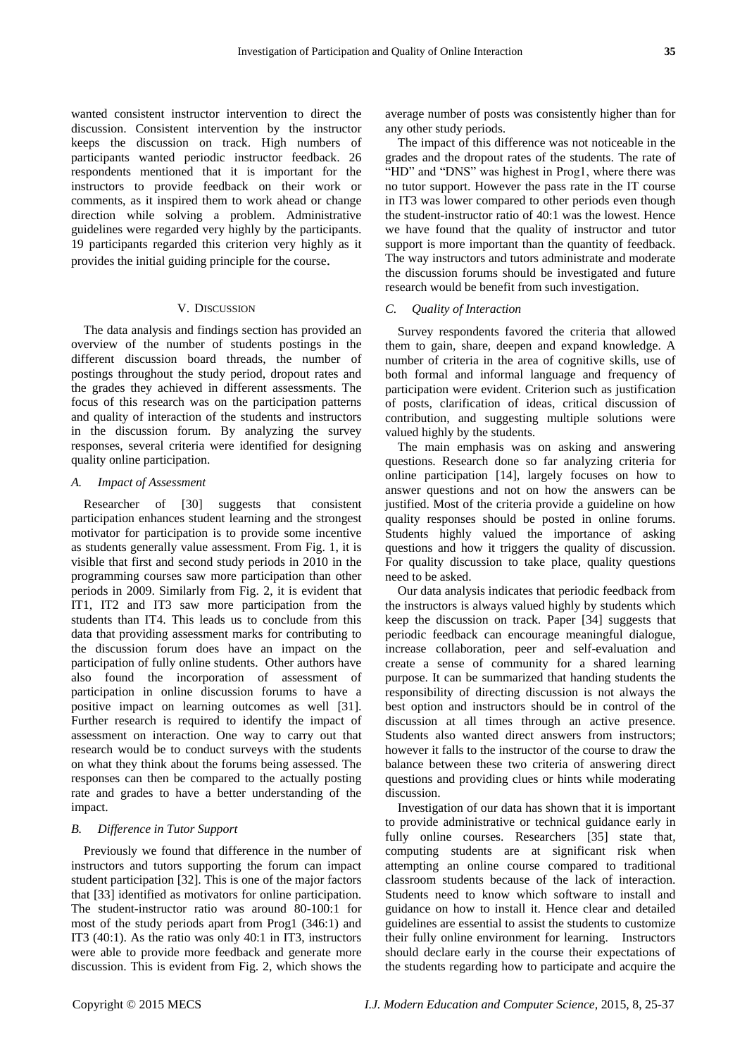wanted consistent instructor intervention to direct the discussion. Consistent intervention by the instructor keeps the discussion on track. High numbers of participants wanted periodic instructor feedback. 26 respondents mentioned that it is important for the instructors to provide feedback on their work or comments, as it inspired them to work ahead or change direction while solving a problem. Administrative guidelines were regarded very highly by the participants. 19 participants regarded this criterion very highly as it provides the initial guiding principle for the course.

## V. DISCUSSION

The data analysis and findings section has provided an overview of the number of students postings in the different discussion board threads, the number of postings throughout the study period, dropout rates and the grades they achieved in different assessments. The focus of this research was on the participation patterns and quality of interaction of the students and instructors in the discussion forum. By analyzing the survey responses, several criteria were identified for designing quality online participation.

### *A. Impact of Assessment*

Researcher of [30] suggests that consistent participation enhances student learning and the strongest motivator for participation is to provide some incentive as students generally value assessment. From Fig. 1, it is visible that first and second study periods in 2010 in the programming courses saw more participation than other periods in 2009. Similarly from Fig. 2, it is evident that IT1, IT2 and IT3 saw more participation from the students than IT4. This leads us to conclude from this data that providing assessment marks for contributing to the discussion forum does have an impact on the participation of fully online students. Other authors have also found the incorporation of assessment of participation in online discussion forums to have a positive impact on learning outcomes as well [31]. Further research is required to identify the impact of assessment on interaction. One way to carry out that research would be to conduct surveys with the students on what they think about the forums being assessed. The responses can then be compared to the actually posting rate and grades to have a better understanding of the impact.

### *B. Difference in Tutor Support*

Previously we found that difference in the number of instructors and tutors supporting the forum can impact student participation [32]. This is one of the major factors that [33] identified as motivators for online participation. The student-instructor ratio was around 80-100:1 for most of the study periods apart from Prog1 (346:1) and IT3 (40:1). As the ratio was only 40:1 in IT3, instructors were able to provide more feedback and generate more discussion. This is evident from Fig. 2, which shows the average number of posts was consistently higher than for any other study periods.

The impact of this difference was not noticeable in the grades and the dropout rates of the students. The rate of "HD" and "DNS" was highest in Prog1, where there was no tutor support. However the pass rate in the IT course in IT3 was lower compared to other periods even though the student-instructor ratio of 40:1 was the lowest. Hence we have found that the quality of instructor and tutor support is more important than the quantity of feedback. The way instructors and tutors administrate and moderate the discussion forums should be investigated and future research would be benefit from such investigation.

### *C. Quality of Interaction*

Survey respondents favored the criteria that allowed them to gain, share, deepen and expand knowledge. A number of criteria in the area of cognitive skills, use of both formal and informal language and frequency of participation were evident. Criterion such as justification of posts, clarification of ideas, critical discussion of contribution, and suggesting multiple solutions were valued highly by the students.

The main emphasis was on asking and answering questions. Research done so far analyzing criteria for online participation [14], largely focuses on how to answer questions and not on how the answers can be justified. Most of the criteria provide a guideline on how quality responses should be posted in online forums. Students highly valued the importance of asking questions and how it triggers the quality of discussion. For quality discussion to take place, quality questions need to be asked.

Our data analysis indicates that periodic feedback from the instructors is always valued highly by students which keep the discussion on track. Paper [34] suggests that periodic feedback can encourage meaningful dialogue, increase collaboration, peer and self-evaluation and create a sense of community for a shared learning purpose. It can be summarized that handing students the responsibility of directing discussion is not always the best option and instructors should be in control of the discussion at all times through an active presence. Students also wanted direct answers from instructors; however it falls to the instructor of the course to draw the balance between these two criteria of answering direct questions and providing clues or hints while moderating discussion.

Investigation of our data has shown that it is important to provide administrative or technical guidance early in fully online courses. Researchers [35] state that, computing students are at significant risk when attempting an online course compared to traditional classroom students because of the lack of interaction. Students need to know which software to install and guidance on how to install it. Hence clear and detailed guidelines are essential to assist the students to customize their fully online environment for learning. Instructors should declare early in the course their expectations of the students regarding how to participate and acquire the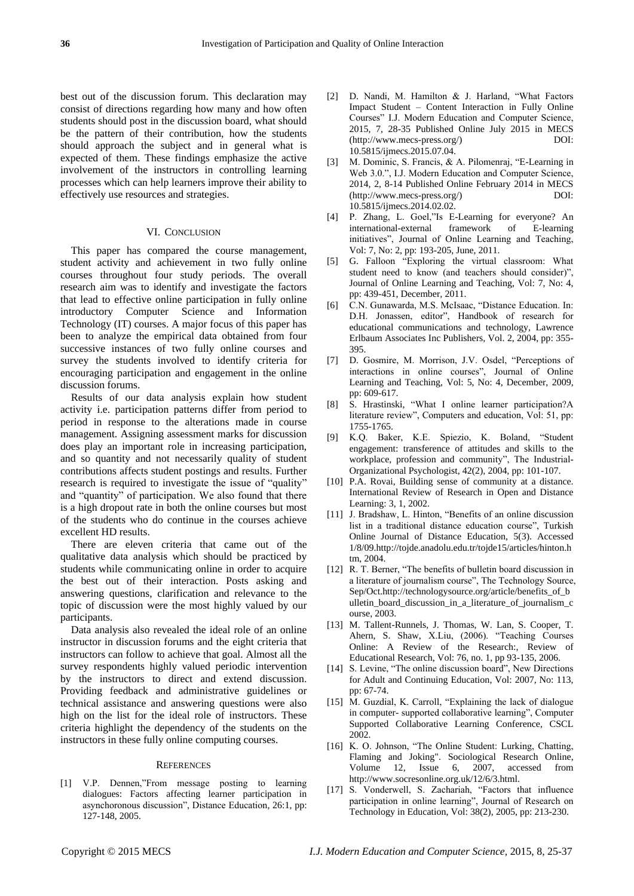best out of the discussion forum. This declaration may consist of directions regarding how many and how often students should post in the discussion board, what should be the pattern of their contribution, how the students should approach the subject and in general what is expected of them. These findings emphasize the active involvement of the instructors in controlling learning processes which can help learners improve their ability to effectively use resources and strategies.

## VI. Conclusion

This paper has compared the course management, student activity and achievement in two fully online courses throughout four study periods. The overall research aim was to identify and investigate the factors that lead to effective online participation in fully online introductory Computer Science and Information Technology (IT) courses. A major focus of this paper has been to analyze the empirical data obtained from four successive instances of two fully online courses and survey the students involved to identify criteria for encouraging participation and engagement in the online discussion forums.

Results of our data analysis explain how student activity i.e. participation patterns differ from period to period in response to the alterations made in course management. Assigning assessment marks for discussion does play an important role in increasing participation, and so quantity and not necessarily quality of student contributions affects student postings and results. Further research is required to investigate the issue of "quality" and "quantity" of participation. We also found that there is a high dropout rate in both the online courses but most of the students who do continue in the courses achieve excellent HD results.

There are eleven criteria that came out of the qualitative data analysis which should be practiced by students while communicating online in order to acquire the best out of their interaction. Posts asking and answering questions, clarification and relevance to the topic of discussion were the most highly valued by our participants.

Data analysis also revealed the ideal role of an online instructor in discussion forums and the eight criteria that instructors can follow to achieve that goal. Almost all the survey respondents highly valued periodic intervention by the instructors to direct and extend discussion. Providing feedback and administrative guidelines or technical assistance and answering questions were also high on the list for the ideal role of instructors. These criteria highlight the dependency of the students on the instructors in these fully online computing courses.

## References

[1] V.P. Dennen,"From message posting to learning dialogues: Factors affecting learner participation in asynchoronous discussion", Distance Education, 26:1, pp: 127-148, 2005.

[2] D. Nandi, M. Hamilton & J. Harland, "What Factors Impact Student – Content Interaction in Fully Online Courses" I.J. Modern Education and Computer Science, 2015, 7, 28-35 Published Online July 2015 in MECS (http://www.mecs-press.org/) DOI: 10.5815/ijmecs.2015.07.04.

[3] M. Dominic, S. Francis, & A. Pilomenraj, "E-Learning in Web 3.0.", I.J. Modern Education and Computer Science, 2014, 2, 8-14 Published Online February 2014 in MECS (http://www.mecs-press.org/) DOI: 10.5815/ijmecs.2014.02.02.

[4] P. Zhang, L. Goel,"Is E-Learning for everyone? An international-external framework of E-learning initiatives", Journal of Online Learning and Teaching, Vol: 7, No: 2, pp: 193-205, June, 2011.

[5] G. Falloon "Exploring the virtual classroom: What student need to know (and teachers should consider)", Journal of Online Learning and Teaching, Vol: 7, No: 4, pp: 439-451, December, 2011.

[6] C.N. Gunawarda, M.S. McIsaac, "Distance Education. In: D.H. Jonassen, editor", Handbook of research for educational communications and technology, Lawrence Erlbaum Associates Inc Publishers, Vol. 2, 2004, pp: 355-395.

[7] D. Gosmire, M. Morrison, J.V. Osdel, "Perceptions of interactions in online courses", Journal of Online Learning and Teaching, Vol: 5, No: 4, December, 2009, pp: 609-617.

[8] S. Hrastinski, "What I online learner participation?A literature review", Computers and education, Vol: 51, pp: 1755-1765.

[9] K.Q. Baker, K.E. Spiezio, K. Boland, "Student engagement: transference of attitudes and skills to the workplace, profession and community", The Industrial-Organizational Psychologist, 42(2), 2004, pp: 101-107.

[10] P.A. Rovai, Building sense of community at a distance. International Review of Research in Open and Distance Learning: 3, 1, 2002.

[11] J. Bradshaw, L. Hinton, "Benefits of an online discussion list in a traditional distance education course", Turkish Online Journal of Distance Education, 5(3). Accessed 1/8/09.http://tojde.anadolu.edu.tr/tojde15/articles/hinton.htm, 2004.

[12] R. T. Berner, "The benefits of bulletin board discussion in a literature of journalism course", The Technology Source, Sep/Oct.http://technologysource.org/article/benefits_of_bulletin_board_discussion_in_a_literature_of_journalism_course, 2003.

[13] M. Tallent-Runnels, J. Thomas, W. Lan, S. Cooper, T. Ahern, S. Shaw, X.Liu, (2006). "Teaching Courses Online: A Review of the Research:, Review of Educational Research, Vol: 76, no. 1, pp 93-135, 2006.

[14] S. Levine, "The online discussion board", New Directions for Adult and Continuing Education, Vol: 2007, No: 113, pp: 67-74.

[15] M. Guzdial, K. Carroll, "Explaining the lack of dialogue in computer- supported collaborative learning", Computer Supported Collaborative Learning Conference, CSCL 2002.

[16] K. O. Johnson, "The Online Student: Lurking, Chatting, Flaming and Joking". Sociological Research Online, Volume 12, Issue 6, 2007, accessed from http://www.socresonline.org.uk/12/6/3.html.

[17] S. Vonderwell, S. Zachariah, "Factors that influence participation in online learning", Journal of Research on Technology in Education, Vol: 38(2), 2005, pp: 213-230.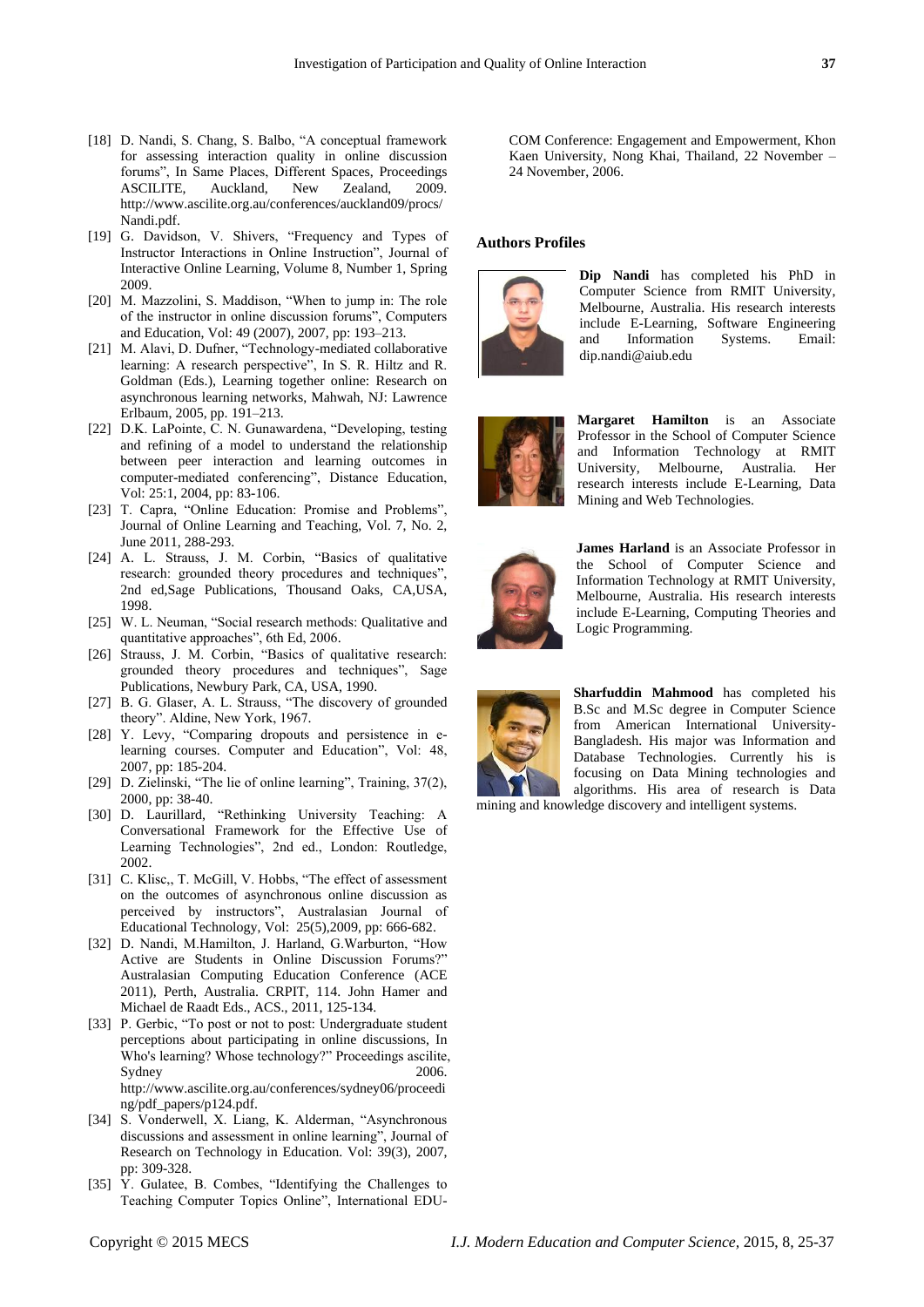[18] D. Nandi, S. Chang, S. Balbo, "A conceptual framework for assessing interaction quality in online discussion forums", In Same Places, Different Spaces, Proceedings ASCILITE, Auckland, New Zealand, 2009. http://www.ascilite.org.au/conferences/auckland09/procs/Nandi.pdf.

[19] G. Davidson, V. Shivers, "Frequency and Types of Instructor Interactions in Online Instruction", Journal of Interactive Online Learning, Volume 8, Number 1, Spring 2009.

[20] M. Mazzolini, S. Maddison, "When to jump in: The role of the instructor in online discussion forums", Computers and Education, Vol: 49 (2007), 2007, pp: 193–213.

[21] M. Alavi, D. Dufner, "Technology-mediated collaborative learning: A research perspective", In S. R. Hiltz and R. Goldman (Eds.), Learning together online: Research on asynchronous learning networks, Mahwah, NJ: Lawrence Erlbaum, 2005, pp. 191–213.

[22] D.K. LaPointe, C. N. Gunawardena, "Developing, testing and refining of a model to understand the relationship between peer interaction and learning outcomes in computer-mediated conferencing", Distance Education, Vol: 25:1, 2004, pp: 83-106.

[23] T. Capra, "Online Education: Promise and Problems", Journal of Online Learning and Teaching, Vol. 7, No. 2, June 2011, 288-293.

[24] A. L. Strauss, J. M. Corbin, "Basics of qualitative research: grounded theory procedures and techniques", 2nd ed,Sage Publications, Thousand Oaks, CA,USA, 1998.

[25] W. L. Neuman, "Social research methods: Qualitative and quantitative approaches", 6th Ed, 2006.

[26] Strauss, J. M. Corbin, "Basics of qualitative research: grounded theory procedures and techniques", Sage Publications, Newbury Park, CA, USA, 1990.

[27] B. G. Glaser, A. L. Strauss, "The discovery of grounded theory". Aldine, New York, 1967.

[28] Y. Levy, "Comparing dropouts and persistence in e-learning courses. Computer and Education", Vol: 48, 2007, pp: 185-204.

[29] D. Zielinski, "The lie of online learning", Training, 37(2), 2000, pp: 38-40.

[30] D. Laurillard, "Rethinking University Teaching: A Conversational Framework for the Effective Use of Learning Technologies", 2nd ed., London: Routledge, 2002.

[31] C. Klisc,, T. McGill, V. Hobbs, "The effect of assessment on the outcomes of asynchronous online discussion as perceived by instructors", Australasian Journal of Educational Technology, Vol: 25(5),2009, pp: 666-682.

[32] D. Nandi, M.Hamilton, J. Harland, G.Warburton, "How Active are Students in Online Discussion Forums?" Australasian Computing Education Conference (ACE 2011), Perth, Australia. CRPIT, 114. John Hamer and Michael de Raadt Eds., ACS., 2011, 125-134.

[33] P. Gerbic, "To post or not to post: Undergraduate student perceptions about participating in online discussions, In Who's learning? Whose technology?" Proceedings ascilite, Sydney 2006. http://www.ascilite.org.au/conferences/sydney06/proceeding/pdf_papers/p124.pdf.

[34] S. Vonderwell, X. Liang, K. Alderman, "Asynchronous discussions and assessment in online learning", Journal of Research on Technology in Education. Vol: 39(3), 2007, pp: 309-328.

[35] Y. Gulatee, B. Combes, "Identifying the Challenges to Teaching Computer Topics Online", International EDU-COM Conference: Engagement and Empowerment, Khon Kaen University, Nong Khai, Thailand, 22 November – 24 November, 2006.

## Authors Profiles

**Dip Nandi** has completed his PhD in Computer Science from RMIT University, Melbourne, Australia. His research interests include E-Learning, Software Engineering and Information Systems. Email: dip.nandi@aiub.edu

**Margaret Hamilton** is an Associate Professor in the School of Computer Science and Information Technology at RMIT University, Melbourne, Australia. Her research interests include E-Learning, Data Mining and Web Technologies.

**James Harland** is an Associate Professor in the School of Computer Science and Information Technology at RMIT University, Melbourne, Australia. His research interests include E-Learning, Computing Theories and Logic Programming.

**Sharfuddin Mahmood** has completed his B.Sc and M.Sc degree in Computer Science from American International University-Bangladesh. His major was Information and Database Technologies. Currently his is focusing on Data Mining technologies and algorithms. His area of research is Data mining and knowledge discovery and intelligent systems.